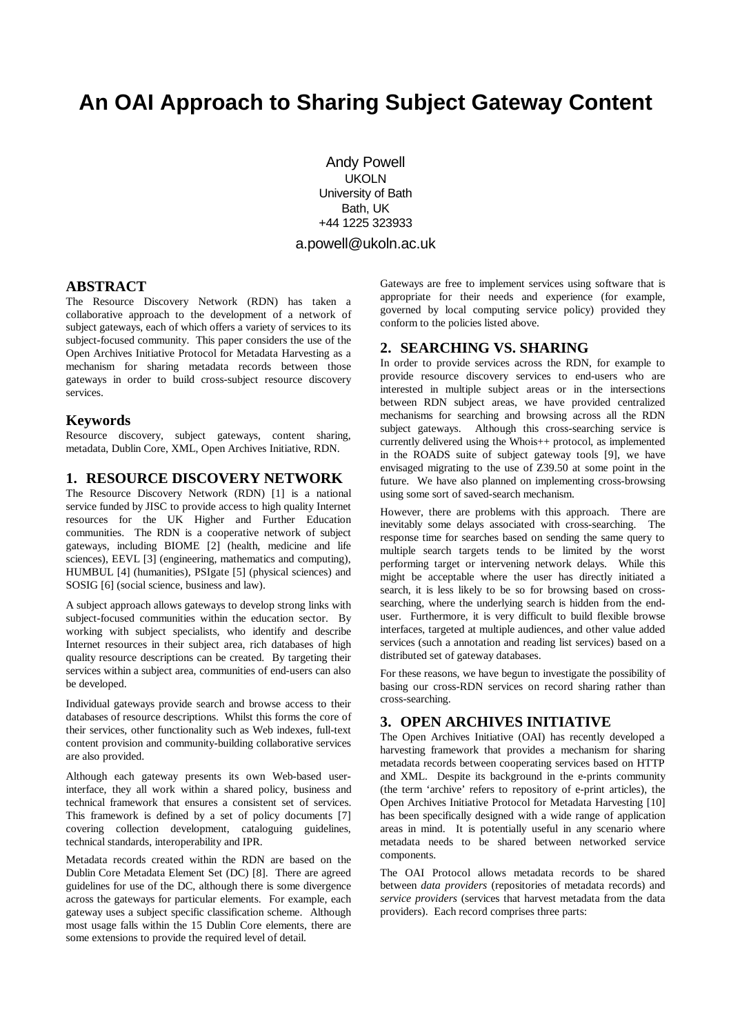# An OAI Approach to Sharing Subject Gateway Content

Andy Powell
UKOLN
University of Bath
Bath, UK
+44 1225 323933

a.powell@ukoln.ac.uk

## ABSTRACT

The Resource Discovery Network (RDN) has taken a collaborative approach to the development of a network of subject gateways, each of which offers a variety of services to its subject-focused community. This paper considers the use of the Open Archives Initiative Protocol for Metadata Harvesting as a mechanism for sharing metadata records between those gateways in order to build cross-subject resource discovery services.

## Keywords

Resource discovery, subject gateways, content sharing, metadata, Dublin Core, XML, Open Archives Initiative, RDN.

## 1. RESOURCE DISCOVERY NETWORK

The Resource Discovery Network (RDN) [1] is a national service funded by JISC to provide access to high quality Internet resources for the UK Higher and Further Education communities. The RDN is a cooperative network of subject gateways, including BIOME [2] (health, medicine and life sciences), EEVL [3] (engineering, mathematics and computing), HUMBUL [4] (humanities), PSIgate [5] (physical sciences) and SOSIG [6] (social science, business and law).

A subject approach allows gateways to develop strong links with subject-focused communities within the education sector. By working with subject specialists, who identify and describe Internet resources in their subject area, rich databases of high quality resource descriptions can be created. By targeting their services within a subject area, communities of end-users can also be developed.

Individual gateways provide search and browse access to their databases of resource descriptions. Whilst this forms the core of their services, other functionality such as Web indexes, full-text content provision and community-building collaborative services are also provided.

Although each gateway presents its own Web-based user-interface, they all work within a shared policy, business and technical framework that ensures a consistent set of services. This framework is defined by a set of policy documents [7] covering collection development, cataloguing guidelines, technical standards, interoperability and IPR.

Metadata records created within the RDN are based on the Dublin Core Metadata Element Set (DC) [8]. There are agreed guidelines for use of the DC, although there is some divergence across the gateways for particular elements. For example, each gateway uses a subject specific classification scheme. Although most usage falls within the 15 Dublin Core elements, there are some extensions to provide the required level of detail.

Gateways are free to implement services using software that is appropriate for their needs and experience (for example, governed by local computing service policy) provided they conform to the policies listed above.

## 2. SEARCHING VS. SHARING

In order to provide services across the RDN, for example to provide resource discovery services to end-users who are interested in multiple subject areas or in the intersections between RDN subject areas, we have provided centralized mechanisms for searching and browsing across all the RDN subject gateways. Although this cross-searching service is currently delivered using the Whois++ protocol, as implemented in the ROADS suite of subject gateway tools [9], we have envisaged migrating to the use of Z39.50 at some point in the future. We have also planned on implementing cross-browsing using some sort of saved-search mechanism.

However, there are problems with this approach. There are inevitably some delays associated with cross-searching. The response time for searches based on sending the same query to multiple search targets tends to be limited by the worst performing target or intervening network delays. While this might be acceptable where the user has directly initiated a search, it is less likely to be so for browsing based on cross-searching, where the underlying search is hidden from the end-user. Furthermore, it is very difficult to build flexible browse interfaces, targeted at multiple audiences, and other value added services (such a annotation and reading list services) based on a distributed set of gateway databases.

For these reasons, we have begun to investigate the possibility of basing our cross-RDN services on record sharing rather than cross-searching.

## 3. OPEN ARCHIVES INITIATIVE

The Open Archives Initiative (OAI) has recently developed a harvesting framework that provides a mechanism for sharing metadata records between cooperating services based on HTTP and XML. Despite its background in the e-prints community (the term 'archive' refers to repository of e-print articles), the Open Archives Initiative Protocol for Metadata Harvesting [10] has been specifically designed with a wide range of application areas in mind. It is potentially useful in any scenario where metadata needs to be shared between networked service components.

The OAI Protocol allows metadata records to be shared between *data providers* (repositories of metadata records) and *service providers* (services that harvest metadata from the data providers). Each record comprises three parts: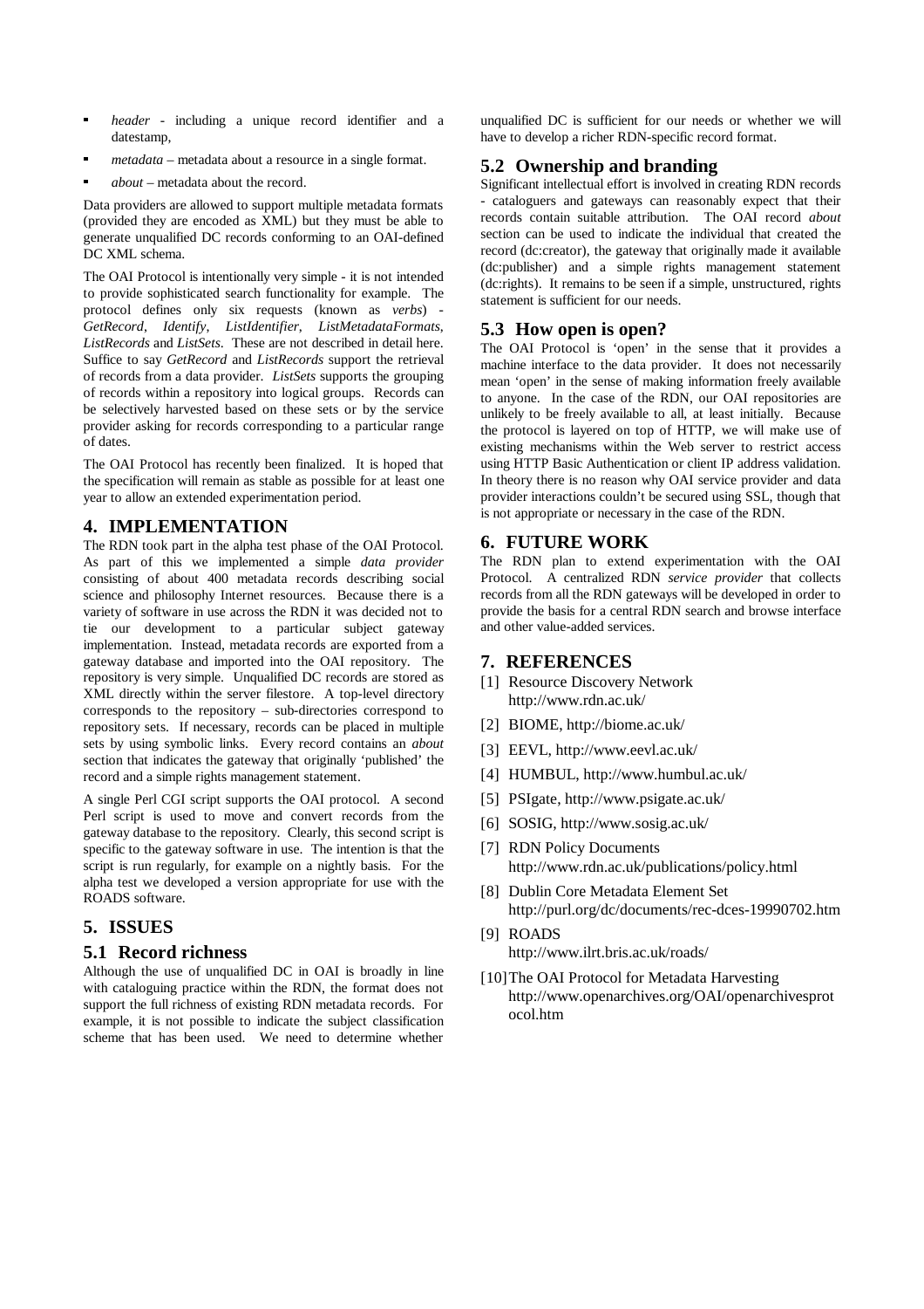- *header* - including a unique record identifier and a datestamp,
- *metadata* – metadata about a resource in a single format.
- *about* – metadata about the record.

Data providers are allowed to support multiple metadata formats (provided they are encoded as XML) but they must be able to generate unqualified DC records conforming to an OAI-defined DC XML schema.

The OAI Protocol is intentionally very simple - it is not intended to provide sophisticated search functionality for example. The protocol defines only six requests (known as *verbs*) - *GetRecord*, *Identify*, *ListIdentifier*, *ListMetadataFormats*, *ListRecords* and *ListSets*. These are not described in detail here. Suffice to say *GetRecord* and *ListRecords* support the retrieval of records from a data provider. *ListSets* supports the grouping of records within a repository into logical groups. Records can be selectively harvested based on these sets or by the service provider asking for records corresponding to a particular range of dates.

The OAI Protocol has recently been finalized. It is hoped that the specification will remain as stable as possible for at least one year to allow an extended experimentation period.

## 4. IMPLEMENTATION

The RDN took part in the alpha test phase of the OAI Protocol. As part of this we implemented a simple *data provider* consisting of about 400 metadata records describing social science and philosophy Internet resources. Because there is a variety of software in use across the RDN it was decided not to tie our development to a particular subject gateway implementation. Instead, metadata records are exported from a gateway database and imported into the OAI repository. The repository is very simple. Unqualified DC records are stored as XML directly within the server filestore. A top-level directory corresponds to the repository – sub-directories correspond to repository sets. If necessary, records can be placed in multiple sets by using symbolic links. Every record contains an *about* section that indicates the gateway that originally 'published' the record and a simple rights management statement.

A single Perl CGI script supports the OAI protocol. A second Perl script is used to move and convert records from the gateway database to the repository. Clearly, this second script is specific to the gateway software in use. The intention is that the script is run regularly, for example on a nightly basis. For the alpha test we developed a version appropriate for use with the ROADS software.

## 5. ISSUES

### 5.1 Record richness

Although the use of unqualified DC in OAI is broadly in line with cataloguing practice within the RDN, the format does not support the full richness of existing RDN metadata records. For example, it is not possible to indicate the subject classification scheme that has been used. We need to determine whether unqualified DC is sufficient for our needs or whether we will have to develop a richer RDN-specific record format.

### 5.2 Ownership and branding

Significant intellectual effort is involved in creating RDN records - cataloguers and gateways can reasonably expect that their records contain suitable attribution. The OAI record *about* section can be used to indicate the individual that created the record (dc:creator), the gateway that originally made it available (dc:publisher) and a simple rights management statement (dc:rights). It remains to be seen if a simple, unstructured, rights statement is sufficient for our needs.

### 5.3 How open is open?

The OAI Protocol is 'open' in the sense that it provides a machine interface to the data provider. It does not necessarily mean 'open' in the sense of making information freely available to anyone. In the case of the RDN, our OAI repositories are unlikely to be freely available to all, at least initially. Because the protocol is layered on top of HTTP, we will make use of existing mechanisms within the Web server to restrict access using HTTP Basic Authentication or client IP address validation. In theory there is no reason why OAI service provider and data provider interactions couldn't be secured using SSL, though that is not appropriate or necessary in the case of the RDN.

## 6. FUTURE WORK

The RDN plan to extend experimentation with the OAI Protocol. A centralized RDN *service provider* that collects records from all the RDN gateways will be developed in order to provide the basis for a central RDN search and browse interface and other value-added services.

## 7. REFERENCES

[1] Resource Discovery Network http://www.rdn.ac.uk/

[2] BIOME, http://biome.ac.uk/

[3] EEVL, http://www.eevl.ac.uk/

[4] HUMBUL, http://www.humbul.ac.uk/

[5] PSIgate, http://www.psigate.ac.uk/

[6] SOSIG, http://www.sosig.ac.uk/

[7] RDN Policy Documents http://www.rdn.ac.uk/publications/policy.html

[8] Dublin Core Metadata Element Set http://purl.org/dc/documents/rec-dces-19990702.htm

[9] ROADS http://www.ilrt.bris.ac.uk/roads/

[10] The OAI Protocol for Metadata Harvesting http://www.openarchives.org/OAI/openarchivesprotocol.htm